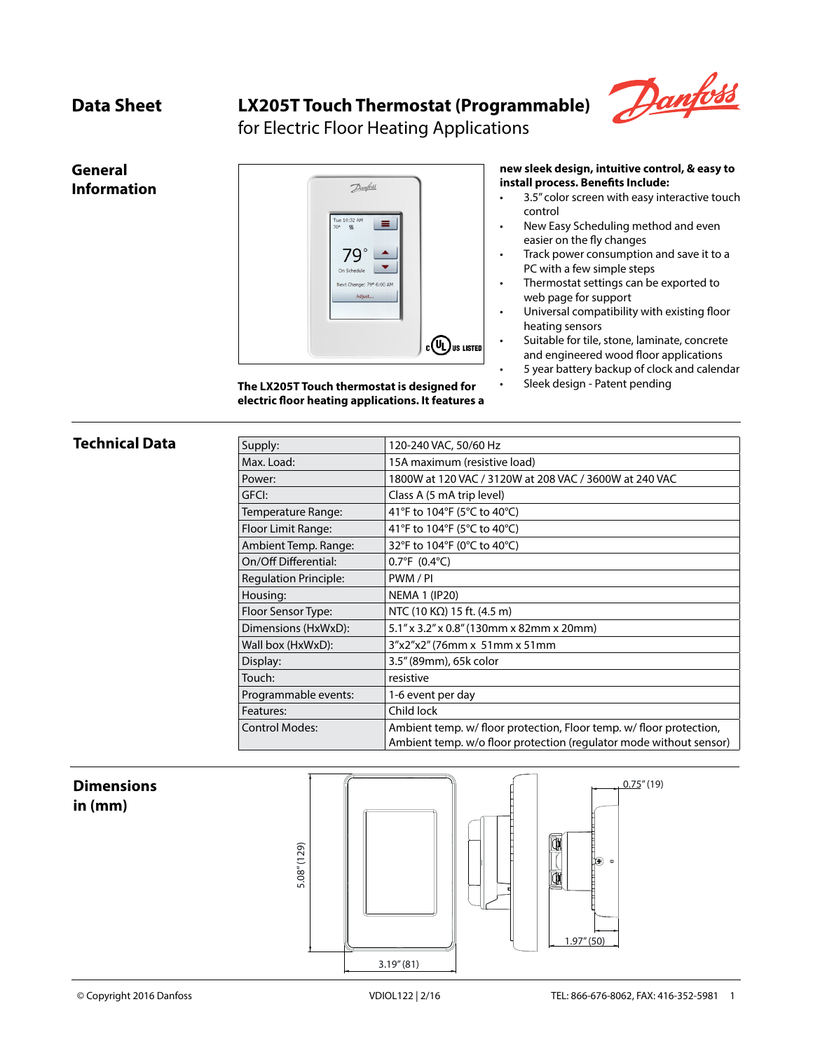# Data Sheet

## LX205T Touch Thermostat (Programmable)

for Electric Floor Heating Applications

## General Information

The LX205T Touch thermostat is designed for electric floor heating applications. It features a

**new sleek design, intuitive control, & easy to install process. Benefits Include:**

- 3.5" color screen with easy interactive touch control
- New Easy Scheduling method and even easier on the fly changes
- Track power consumption and save it to a PC with a few simple steps
- Thermostat settings can be exported to web page for support
- Universal compatibility with existing floor heating sensors
- Suitable for tile, stone, laminate, concrete and engineered wood floor applications
- 5 year battery backup of clock and calendar
- Sleek design - Patent pending

## Technical Data

| | |
|---|---|
| Supply: | 120-240 VAC, 50/60 Hz |
| Max. Load: | 15A maximum (resistive load) |
| Power: | 1800W at 120 VAC / 3120W at 208 VAC / 3600W at 240 VAC |
| GFCI: | Class A (5 mA trip level) |
| Temperature Range: | 41°F to 104°F (5°C to 40°C) |
| Floor Limit Range: | 41°F to 104°F (5°C to 40°C) |
| Ambient Temp. Range: | 32°F to 104°F (0°C to 40°C) |
| On/Off Differential: | 0.7°F (0.4°C) |
| Regulation Principle: | PWM / PI |
| Housing: | NEMA 1 (IP20) |
| Floor Sensor Type: | NTC (10 KΩ) 15 ft. (4.5 m) |
| Dimensions (HxWxD): | 5.1" x 3.2" x 0.8" (130mm x 82mm x 20mm) |
| Wall box (HxWxD): | 3"x2"x2" (76mm x 51mm x 51mm |
| Display: | 3.5" (89mm), 65k color |
| Touch: | resistive |
| Programmable events: | 1-6 event per day |
| Features: | Child lock |
| Control Modes: | Ambient temp. w/ floor protection, Floor temp. w/ floor protection, Ambient temp. w/o floor protection (regulator mode without sensor) |

## Dimensions in (mm)

5.08" (129)

3.19" (81)

0.75" (19)

1.97" (50)

© Copyright 2016 Danfoss | VDIOL122 | 2/16 | TEL: 866-676-8062, FAX: 416-352-5981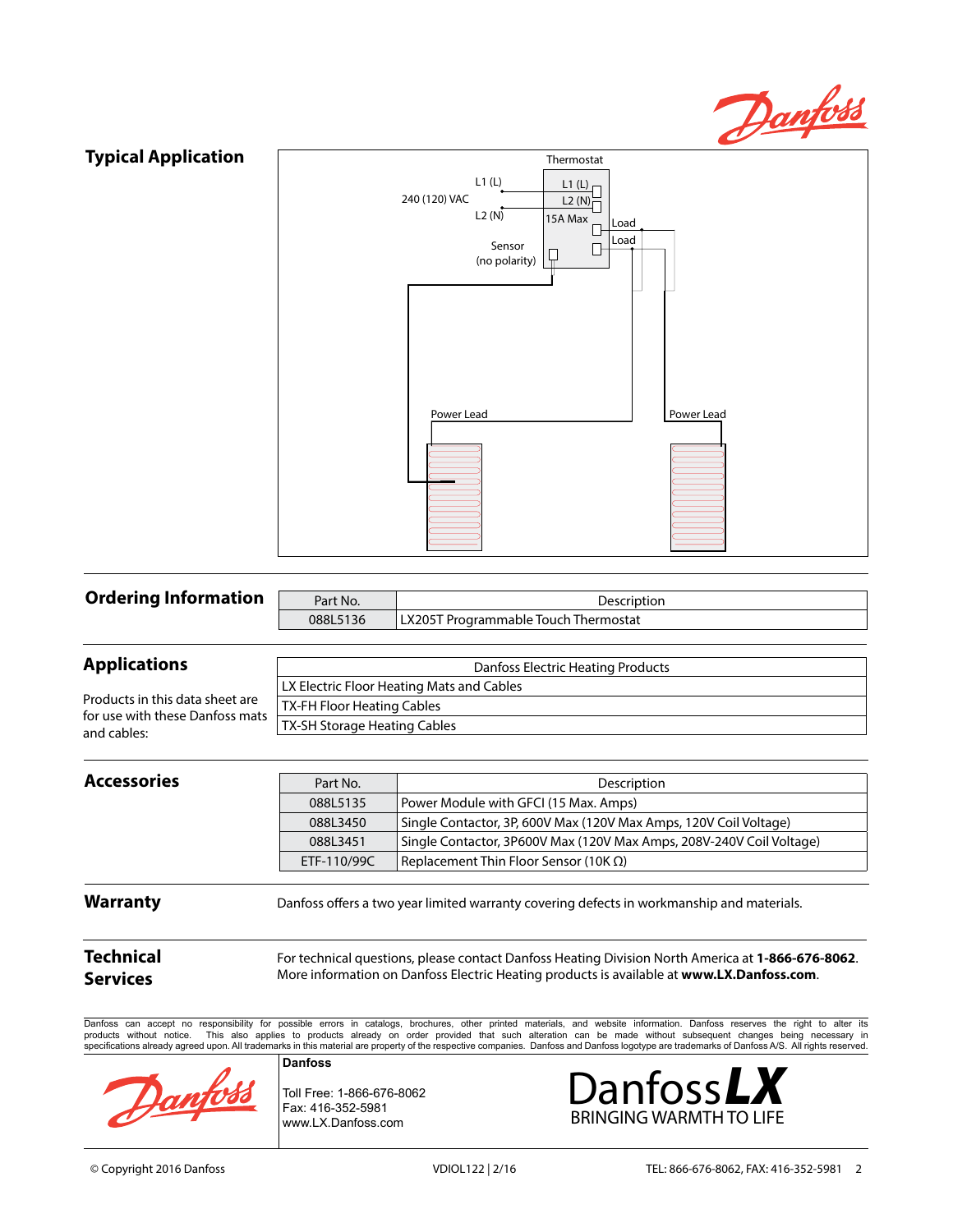## Typical Application

Thermostat

L1 (L)

L2 (N)

15A Max

Load

Load

240 (120) VAC

L1 (L)

L2 (N)

Sensor
(no polarity)

Power Lead

Power Lead

## Ordering Information

| Part No. | Description |
|---|---|
| 088L5136 | LX205T Programmable Touch Thermostat |

## Applications

Products in this data sheet are for use with these Danfoss mats and cables:

| Danfoss Electric Heating Products |
|---|
| LX Electric Floor Heating Mats and Cables |
| TX-FH Floor Heating Cables |
| TX-SH Storage Heating Cables |

## Accessories

| Part No. | Description |
|---|---|
| 088L5135 | Power Module with GFCI (15 Max. Amps) |
| 088L3450 | Single Contactor, 3P, 600V Max (120V Max Amps, 120V Coil Voltage) |
| 088L3451 | Single Contactor, 3P600V Max (120V Max Amps, 208V-240V Coil Voltage) |
| ETF-110/99C | Replacement Thin Floor Sensor (10K Ω) |

## Warranty

Danfoss offers a two year limited warranty covering defects in workmanship and materials.

## Technical Services

For technical questions, please contact Danfoss Heating Division North America at **1-866-676-8062**. More information on Danfoss Electric Heating products is available at **www.LX.Danfoss.com**.

Danfoss can accept no responsibility for possible errors in catalogs, brochures, other printed materials, and website information. Danfoss reserves the right to alter its products without notice. This also applies to products already on order provided that such alteration can be made without subsequent changes being necessary in specifications already agreed upon. All trademarks in this material are property of the respective companies. Danfoss and Danfoss logotype are trademarks of Danfoss A/S. All rights reserved.

**Danfoss**

Toll Free: 1-866-676-8062
Fax: 416-352-5981
www.LX.Danfoss.com

Danfoss**LX**
BRINGING WARMTH TO LIFE

© Copyright 2016 Danfoss VDIOL122 | 2/16 TEL: 866-676-8062, FAX: 416-352-5981